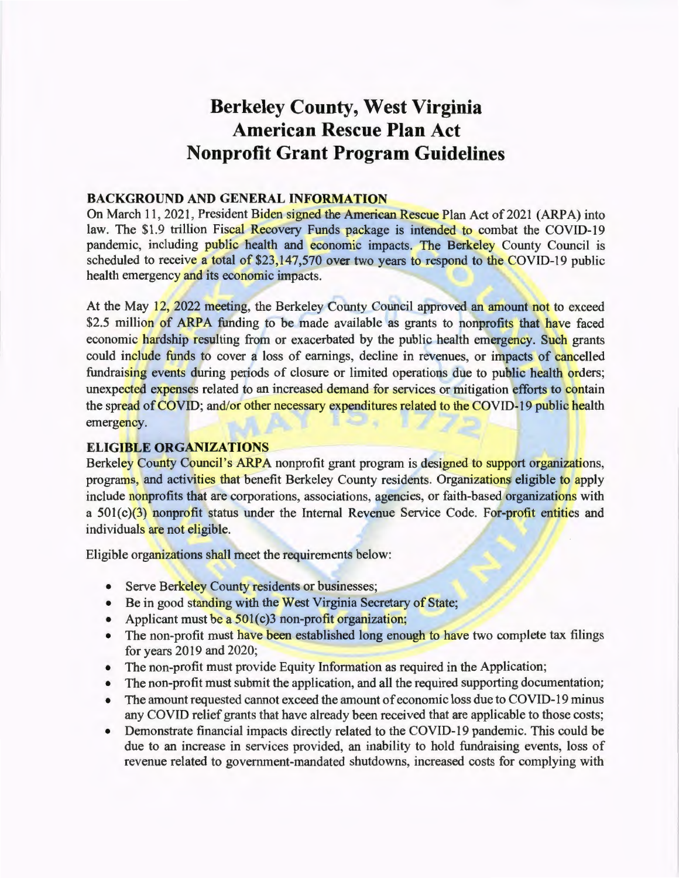# Berkeley County, West Virginia
# American Rescue Plan Act
# Nonprofit Grant Program Guidelines

**BACKGROUND AND GENERAL INFORMATION**

On March 11, 2021, President Biden signed the American Rescue Plan Act of 2021 (ARPA) into law. The $1.9 trillion Fiscal Recovery Funds package is intended to combat the COVID-19 pandemic, including public health and economic impacts. The Berkeley County Council is scheduled to receive a total of $23,147,570 over two years to respond to the COVID-19 public health emergency and its economic impacts.

At the May 12, 2022 meeting, the Berkeley County Council approved an amount not to exceed $2.5 million of ARPA funding to be made available as grants to nonprofits that have faced economic hardship resulting from or exacerbated by the public health emergency. Such grants could include funds to cover a loss of earnings, decline in revenues, or impacts of cancelled fundraising events during periods of closure or limited operations due to public health orders; unexpected expenses related to an increased demand for services or mitigation efforts to contain the spread of COVID; and/or other necessary expenditures related to the COVID-19 public health emergency.

**ELIGIBLE ORGANIZATIONS**

Berkeley County Council's ARPA nonprofit grant program is designed to support organizations, programs, and activities that benefit Berkeley County residents. Organizations eligible to apply include nonprofits that are corporations, associations, agencies, or faith-based organizations with a 501(c)(3) nonprofit status under the Internal Revenue Service Code. For-profit entities and individuals are not eligible.

Eligible organizations shall meet the requirements below:

- Serve Berkeley County residents or businesses;
- Be in good standing with the West Virginia Secretary of State;
- Applicant must be a 501(c)3 non-profit organization;
- The non-profit must have been established long enough to have two complete tax filings for years 2019 and 2020;
- The non-profit must provide Equity Information as required in the Application;
- The non-profit must submit the application, and all the required supporting documentation;
- The amount requested cannot exceed the amount of economic loss due to COVID-19 minus any COVID relief grants that have already been received that are applicable to those costs;
- Demonstrate financial impacts directly related to the COVID-19 pandemic. This could be due to an increase in services provided, an inability to hold fundraising events, loss of revenue related to government-mandated shutdowns, increased costs for complying with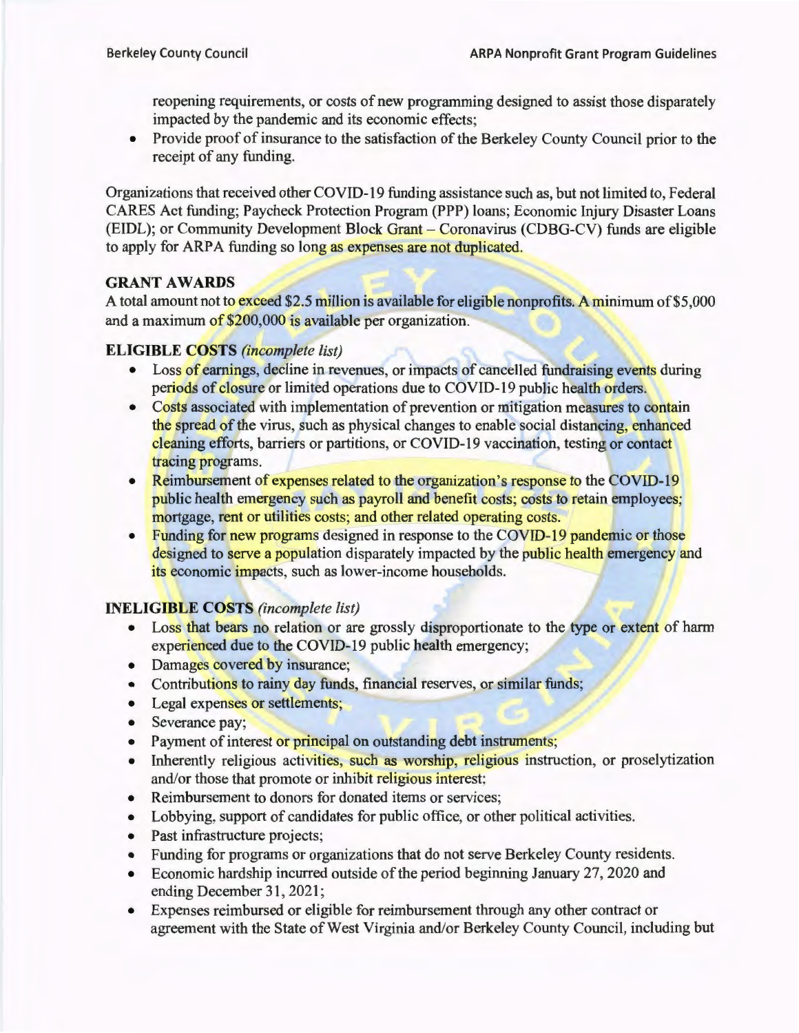reopening requirements, or costs of new programming designed to assist those disparately impacted by the pandemic and its economic effects;

- Provide proof of insurance to the satisfaction of the Berkeley County Council prior to the receipt of any funding.

Organizations that received other COVID-19 funding assistance such as, but not limited to, Federal CARES Act funding; Paycheck Protection Program (PPP) loans; Economic Injury Disaster Loans (EIDL); or Community Development Block Grant – Coronavirus (CDBG-CV) funds are eligible to apply for ARPA funding so long as expenses are not duplicated.

**GRANT AWARDS**

A total amount not to exceed $2.5 million is available for eligible nonprofits. A minimum of $5,000 and a maximum of $200,000 is available per organization.

**ELIGIBLE COSTS** *(incomplete list)*

- Loss of earnings, decline in revenues, or impacts of cancelled fundraising events during periods of closure or limited operations due to COVID-19 public health orders.
- Costs associated with implementation of prevention or mitigation measures to contain the spread of the virus, such as physical changes to enable social distancing, enhanced cleaning efforts, barriers or partitions, or COVID-19 vaccination, testing or contact tracing programs.
- Reimbursement of expenses related to the organization's response to the COVID-19 public health emergency such as payroll and benefit costs; costs to retain employees; mortgage, rent or utilities costs; and other related operating costs.
- Funding for new programs designed in response to the COVID-19 pandemic or those designed to serve a population disparately impacted by the public health emergency and its economic impacts, such as lower-income households.

**INELIGIBLE COSTS** *(incomplete list)*

- Loss that bears no relation or are grossly disproportionate to the type or extent of harm experienced due to the COVID-19 public health emergency;
- Damages covered by insurance;
- Contributions to rainy day funds, financial reserves, or similar funds;
- Legal expenses or settlements;
- Severance pay;
- Payment of interest or principal on outstanding debt instruments;
- Inherently religious activities, such as worship, religious instruction, or proselytization and/or those that promote or inhibit religious interest;
- Reimbursement to donors for donated items or services;
- Lobbying, support of candidates for public office, or other political activities.
- Past infrastructure projects;
- Funding for programs or organizations that do not serve Berkeley County residents.
- Economic hardship incurred outside of the period beginning January 27, 2020 and ending December 31, 2021;
- Expenses reimbursed or eligible for reimbursement through any other contract or agreement with the State of West Virginia and/or Berkeley County Council, including but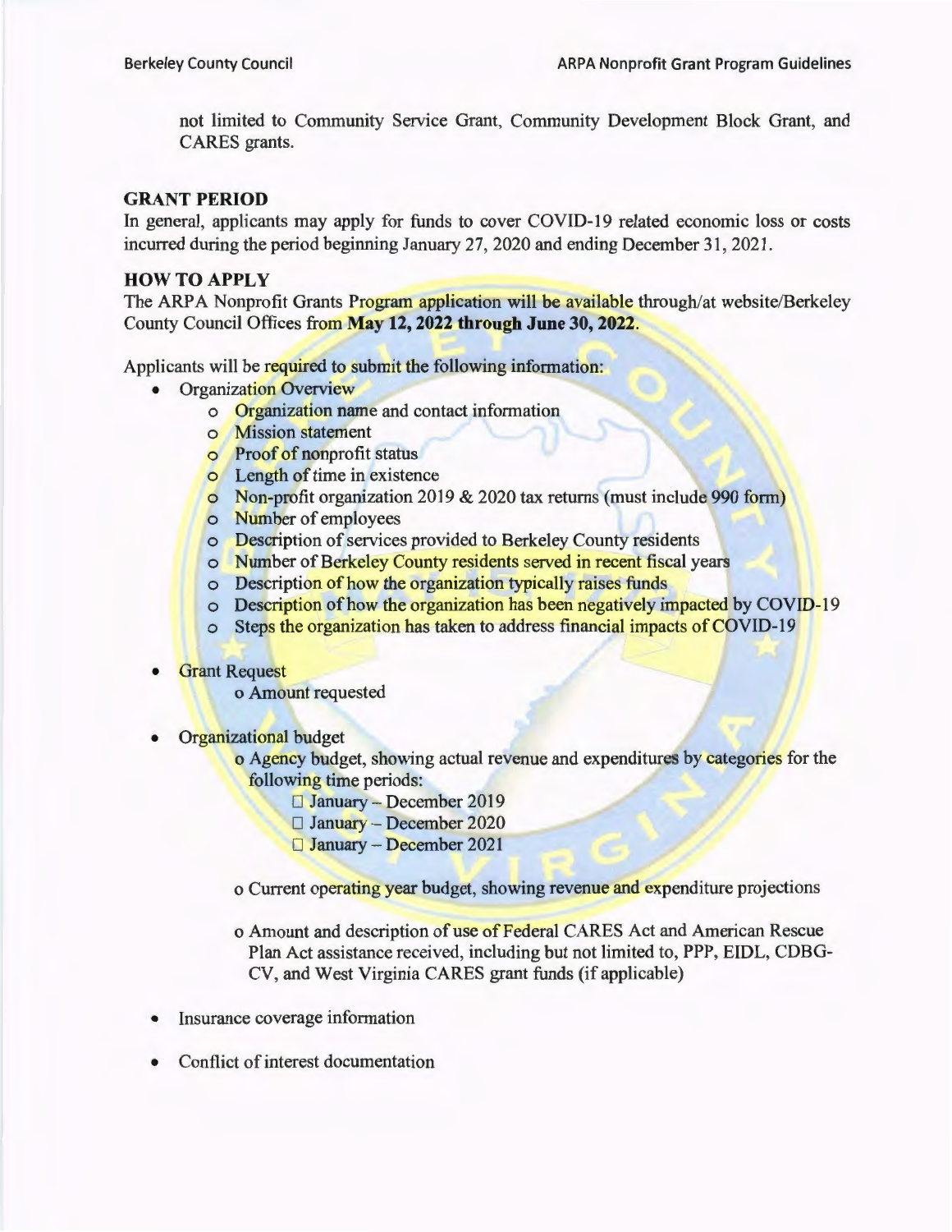not limited to Community Service Grant, Community Development Block Grant, and CARES grants.

**GRANT PERIOD**

In general, applicants may apply for funds to cover COVID-19 related economic loss or costs incurred during the period beginning January 27, 2020 and ending December 31, 2021.

**HOW TO APPLY**

The ARPA Nonprofit Grants Program application will be available through/at website/Berkeley County Council Offices from **May 12, 2022 through June 30, 2022**.

Applicants will be required to submit the following information:

- Organization Overview
  - Organization name and contact information
  - Mission statement
  - Proof of nonprofit status
  - Length of time in existence
  - Non-profit organization 2019 & 2020 tax returns (must include 990 form)
  - Number of employees
  - Description of services provided to Berkeley County residents
  - Number of Berkeley County residents served in recent fiscal years
  - Description of how the organization typically raises funds
  - Description of how the organization has been negatively impacted by COVID-19
  - Steps the organization has taken to address financial impacts of COVID-19

- Grant Request
  - Amount requested

- Organizational budget
  - Agency budget, showing actual revenue and expenditures by categories for the following time periods:
    - January – December 2019
    - January – December 2020
    - January – December 2021
  - Current operating year budget, showing revenue and expenditure projections
  - Amount and description of use of Federal CARES Act and American Rescue Plan Act assistance received, including but not limited to, PPP, EIDL, CDBG-CV, and West Virginia CARES grant funds (if applicable)

- Insurance coverage information

- Conflict of interest documentation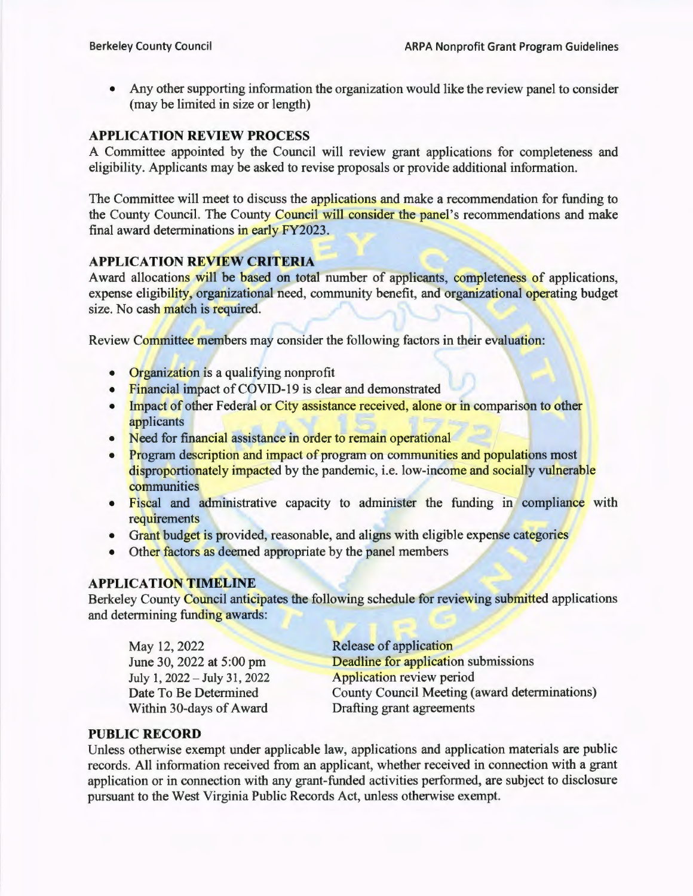- Any other supporting information the organization would like the review panel to consider (may be limited in size or length)

## APPLICATION REVIEW PROCESS

A Committee appointed by the Council will review grant applications for completeness and eligibility. Applicants may be asked to revise proposals or provide additional information.

The Committee will meet to discuss the applications and make a recommendation for funding to the County Council. The County Council will consider the panel's recommendations and make final award determinations in early FY2023.

## APPLICATION REVIEW CRITERIA

Award allocations will be based on total number of applicants, completeness of applications, expense eligibility, organizational need, community benefit, and organizational operating budget size. No cash match is required.

Review Committee members may consider the following factors in their evaluation:

- Organization is a qualifying nonprofit
- Financial impact of COVID-19 is clear and demonstrated
- Impact of other Federal or City assistance received, alone or in comparison to other applicants
- Need for financial assistance in order to remain operational
- Program description and impact of program on communities and populations most disproportionately impacted by the pandemic, i.e. low-income and socially vulnerable communities
- Fiscal and administrative capacity to administer the funding in compliance with requirements
- Grant budget is provided, reasonable, and aligns with eligible expense categories
- Other factors as deemed appropriate by the panel members

## APPLICATION TIMELINE

Berkeley County Council anticipates the following schedule for reviewing submitted applications and determining funding awards:

| | |
|---|---|
| May 12, 2022 | Release of application |
| June 30, 2022 at 5:00 pm | Deadline for application submissions |
| July 1, 2022 – July 31, 2022 | Application review period |
| Date To Be Determined | County Council Meeting (award determinations) |
| Within 30-days of Award | Drafting grant agreements |

## PUBLIC RECORD

Unless otherwise exempt under applicable law, applications and application materials are public records. All information received from an applicant, whether received in connection with a grant application or in connection with any grant-funded activities performed, are subject to disclosure pursuant to the West Virginia Public Records Act, unless otherwise exempt.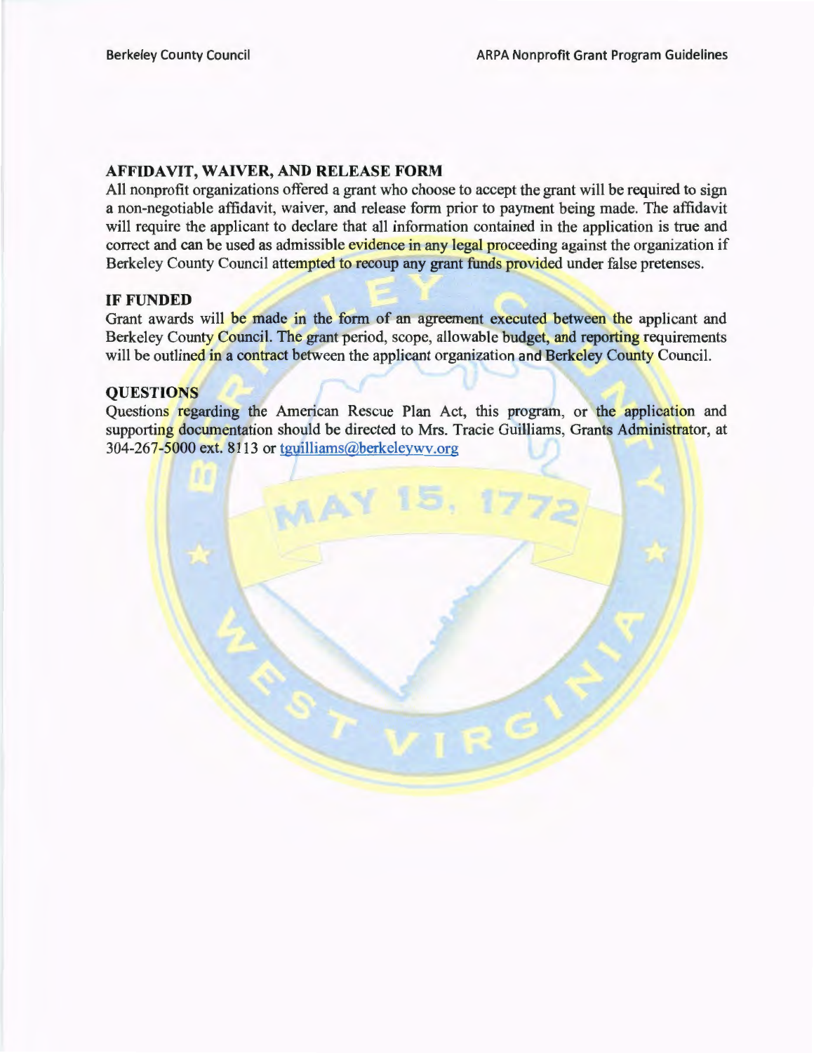## AFFIDAVIT, WAIVER, AND RELEASE FORM

All nonprofit organizations offered a grant who choose to accept the grant will be required to sign a non-negotiable affidavit, waiver, and release form prior to payment being made. The affidavit will require the applicant to declare that all information contained in the application is true and correct and can be used as admissible evidence in any legal proceeding against the organization if Berkeley County Council attempted to recoup any grant funds provided under false pretenses.

## IF FUNDED

Grant awards will be made in the form of an agreement executed between the applicant and Berkeley County Council. The grant period, scope, allowable budget, and reporting requirements will be outlined in a contract between the applicant organization and Berkeley County Council.

## QUESTIONS

Questions regarding the American Rescue Plan Act, this program, or the application and supporting documentation should be directed to Mrs. Tracie Guilliams, Grants Administrator, at 304-267-5000 ext. 8113 or tguilliams@berkeleywv.org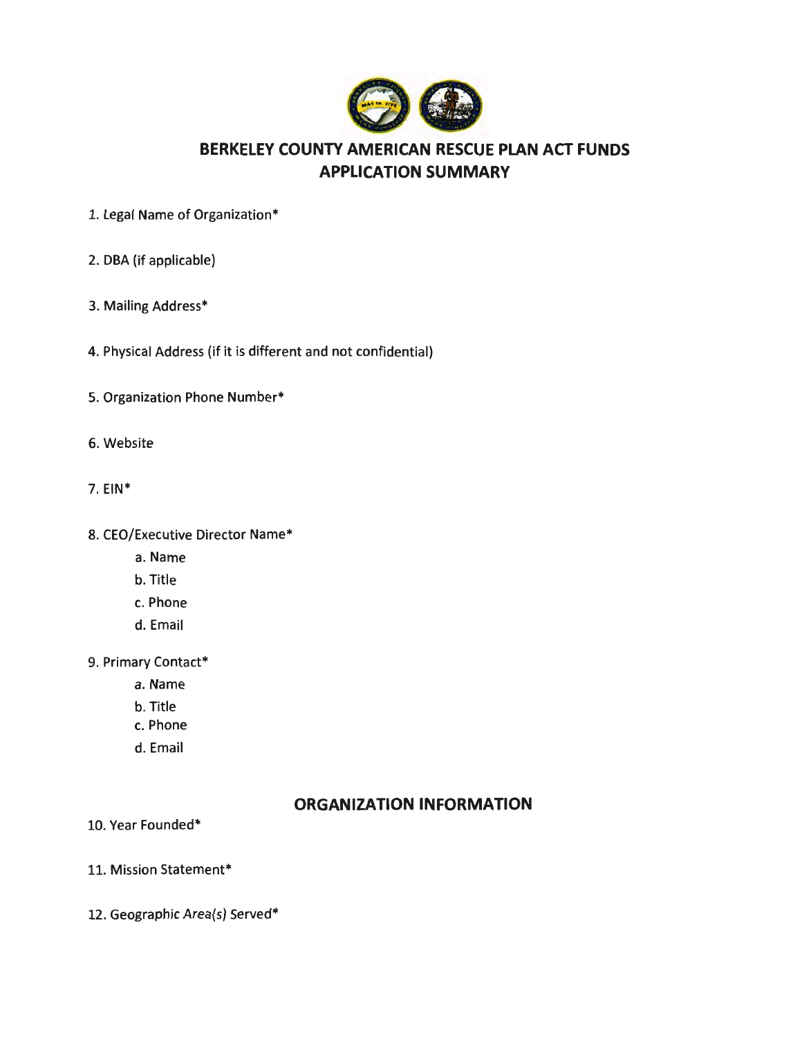# BERKELEY COUNTY AMERICAN RESCUE PLAN ACT FUNDS
# APPLICATION SUMMARY

1. Legal Name of Organization*

2. DBA (if applicable)

3. Mailing Address*

4. Physical Address (if it is different and not confidential)

5. Organization Phone Number*

6. Website

7. EIN*

8. CEO/Executive Director Name*
    a. Name
    b. Title
    c. Phone
    d. Email

9. Primary Contact*
    a. Name
    b. Title
    c. Phone
    d. Email

## ORGANIZATION INFORMATION

10. Year Founded*

11. Mission Statement*

12. Geographic Area(s) Served*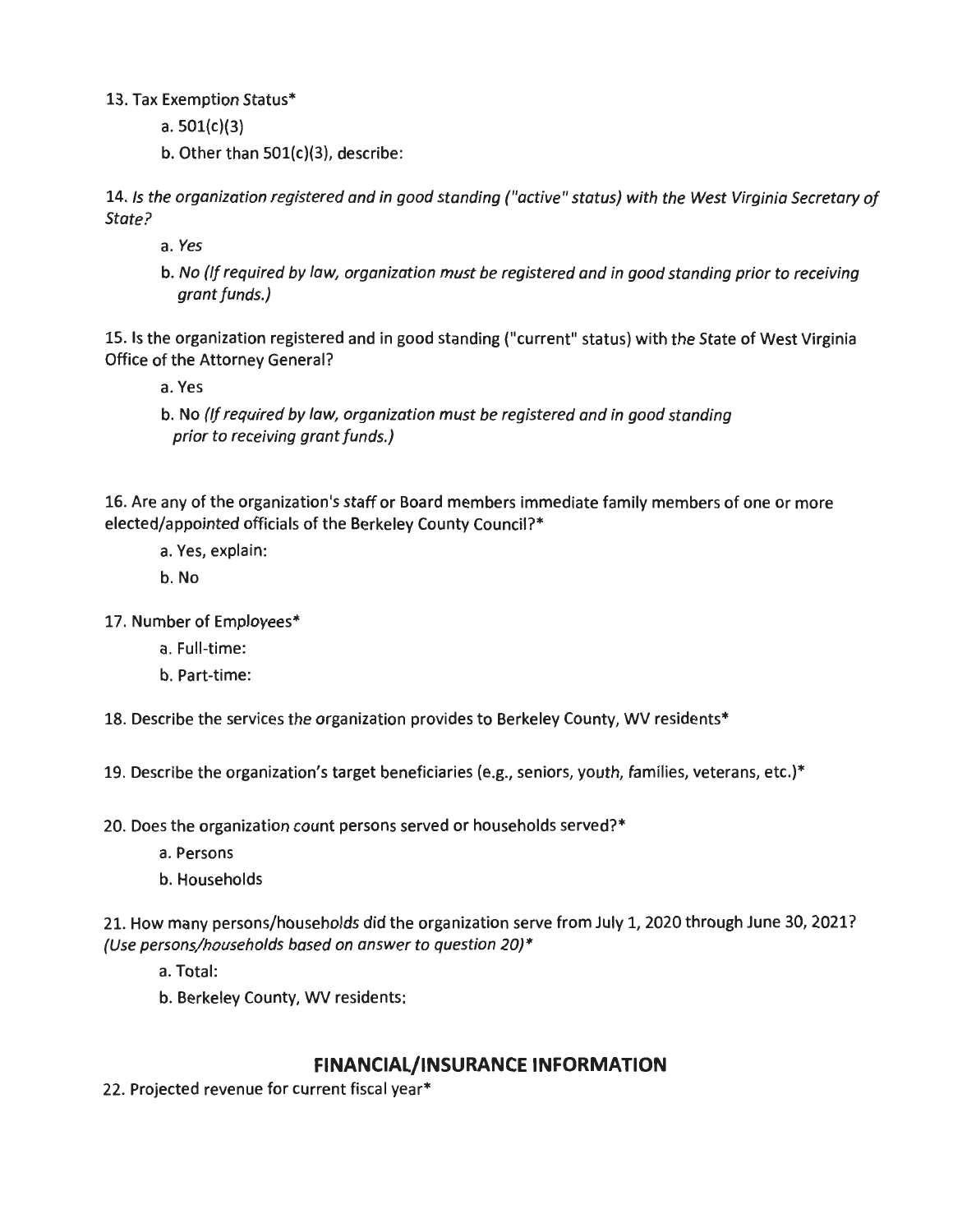13. Tax Exemption Status*

  a. 501(c)(3)

  b. Other than 501(c)(3), describe:

14. *Is the organization registered and in good standing ("active" status) with the West Virginia Secretary of State?*

  a. *Yes*

  b. *No (If required by law, organization must be registered and in good standing prior to receiving grant funds.)*

15. Is the organization registered and in good standing ("current" status) with the State of West Virginia Office of the Attorney General?

  a. Yes

  b. No *(If required by law, organization must be registered and in good standing prior to receiving grant funds.)*

16. Are any of the organization's staff or Board members immediate family members of one or more elected/appointed officials of the Berkeley County Council?*

  a. Yes, explain:

  b. No

17. Number of Employees*

  a. Full-time:

  b. Part-time:

18. Describe the services the organization provides to Berkeley County, WV residents*

19. Describe the organization's target beneficiaries (e.g., seniors, youth, families, veterans, etc.)*

20. Does the organization count persons served or households served?*

  a. Persons

  b. Households

21. How many persons/households did the organization serve from July 1, 2020 through June 30, 2021? *(Use persons/households based on answer to question 20)**

  a. Total:

  b. Berkeley County, WV residents:

## FINANCIAL/INSURANCE INFORMATION

22. Projected revenue for current fiscal year*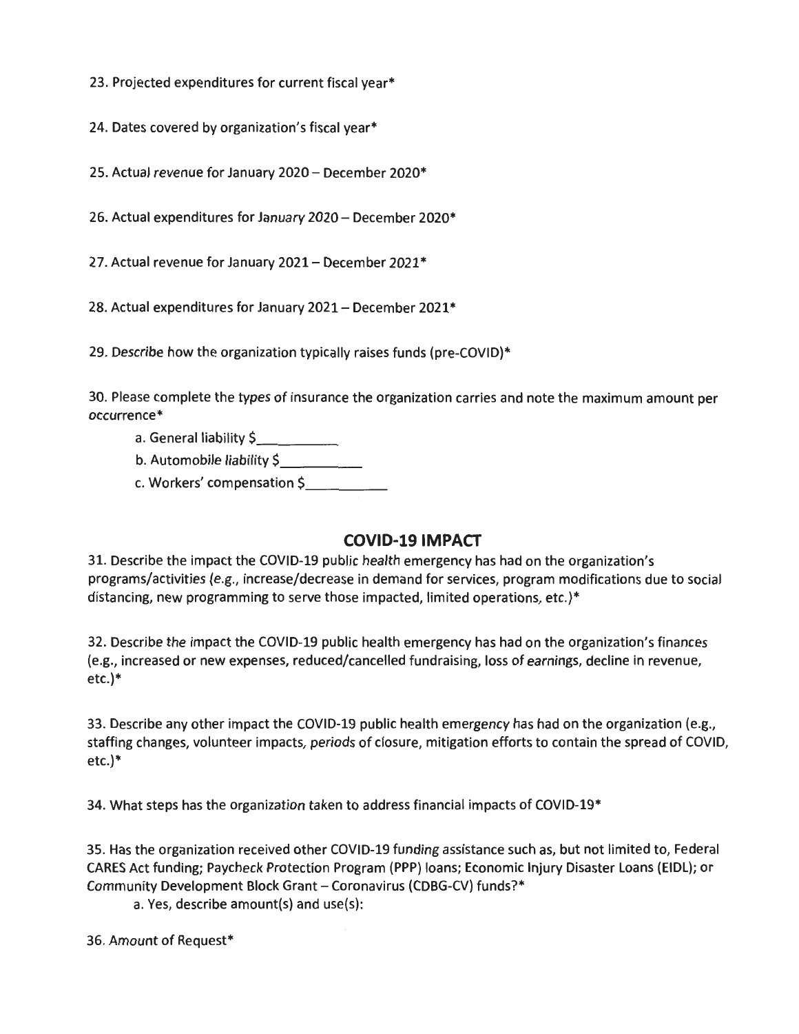23. Projected expenditures for current fiscal year*

24. Dates covered by organization's fiscal year*

25. Actual revenue for January 2020 – December 2020*

26. Actual expenditures for January 2020 – December 2020*

27. Actual revenue for January 2021 – December 2021*

28. Actual expenditures for January 2021 – December 2021*

29. Describe how the organization typically raises funds (pre-COVID)*

30. Please complete the types of insurance the organization carries and note the maximum amount per occurrence*

a. General liability $__________

b. Automobile liability $__________

c. Workers' compensation $__________

## COVID-19 IMPACT

31. Describe the impact the COVID-19 public health emergency has had on the organization's programs/activities (e.g., increase/decrease in demand for services, program modifications due to social distancing, new programming to serve those impacted, limited operations, etc.)*

32. Describe the impact the COVID-19 public health emergency has had on the organization's finances (e.g., increased or new expenses, reduced/cancelled fundraising, loss of earnings, decline in revenue, etc.)*

33. Describe any other impact the COVID-19 public health emergency has had on the organization (e.g., staffing changes, volunteer impacts, periods of closure, mitigation efforts to contain the spread of COVID, etc.)*

34. What steps has the organization taken to address financial impacts of COVID-19*

35. Has the organization received other COVID-19 funding assistance such as, but not limited to, Federal CARES Act funding; Paycheck Protection Program (PPP) loans; Economic Injury Disaster Loans (EIDL); or Community Development Block Grant – Coronavirus (CDBG-CV) funds?*

a. Yes, describe amount(s) and use(s):

36. Amount of Request*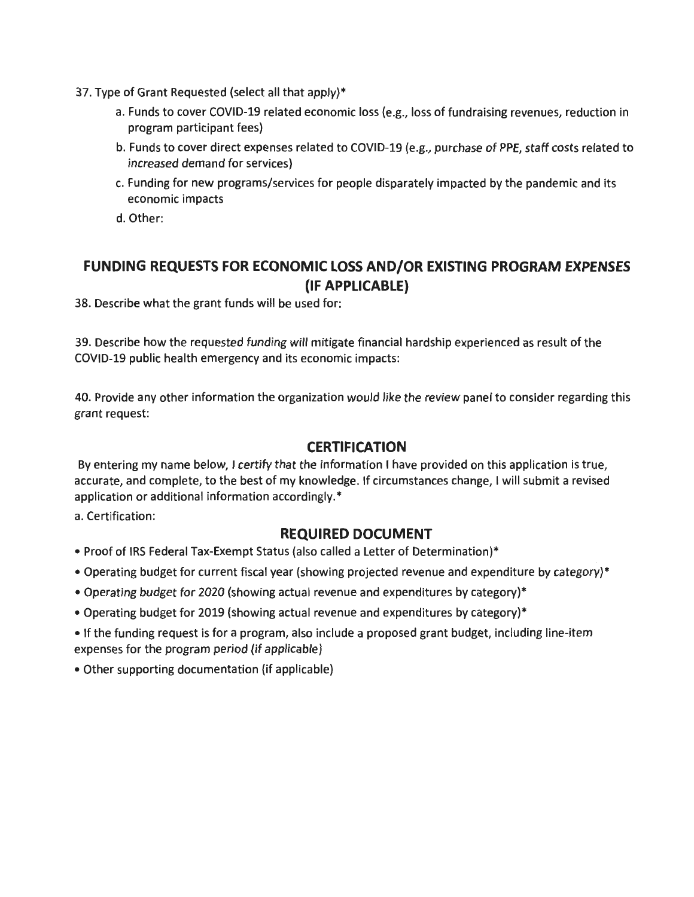37. Type of Grant Requested (select all that apply)*

    a. Funds to cover COVID-19 related economic loss (e.g., loss of fundraising revenues, reduction in program participant fees)

    b. Funds to cover direct expenses related to COVID-19 (e.g., purchase of PPE, staff costs related to increased demand for services)

    c. Funding for new programs/services for people disparately impacted by the pandemic and its economic impacts

    d. Other:

## FUNDING REQUESTS FOR ECONOMIC LOSS AND/OR EXISTING PROGRAM EXPENSES (IF APPLICABLE)

38. Describe what the grant funds will be used for:

39. Describe how the requested funding will mitigate financial hardship experienced as result of the COVID-19 public health emergency and its economic impacts:

40. Provide any other information the organization would like the review panel to consider regarding this grant request:

## CERTIFICATION

By entering my name below, I certify that the information I have provided on this application is true, accurate, and complete, to the best of my knowledge. If circumstances change, I will submit a revised application or additional information accordingly.*

a. Certification:

## REQUIRED DOCUMENT

- Proof of IRS Federal Tax-Exempt Status (also called a Letter of Determination)*
- Operating budget for current fiscal year (showing projected revenue and expenditure by category)*
- Operating budget for 2020 (showing actual revenue and expenditures by category)*
- Operating budget for 2019 (showing actual revenue and expenditures by category)*
- If the funding request is for a program, also include a proposed grant budget, including line-item expenses for the program period (if applicable)
- Other supporting documentation (if applicable)